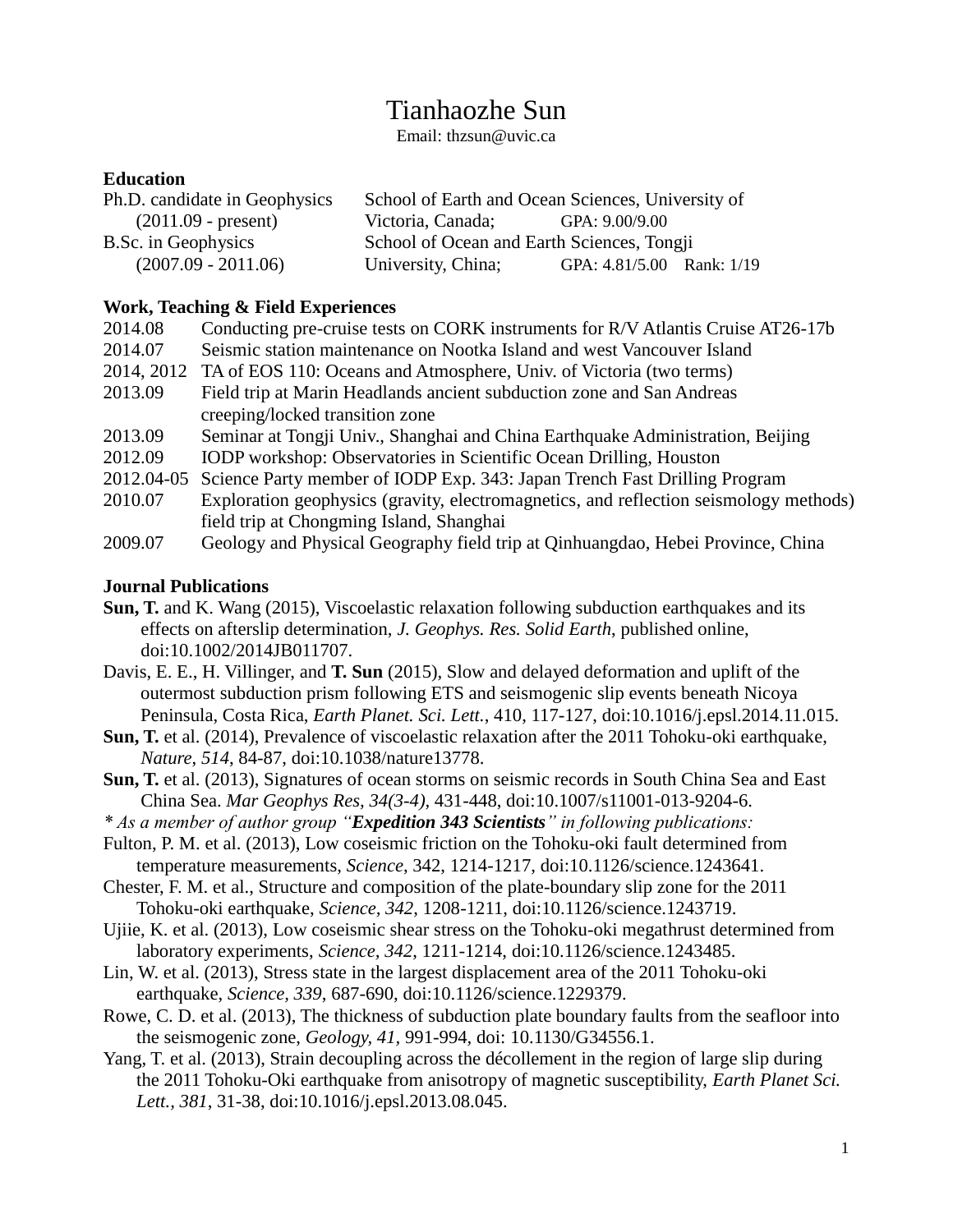# Tianhaozhe Sun

Email: thzsun@uvic.ca

## Education

| | | |
|---|---|---|
| Ph.D. candidate in Geophysics (2011.09 - present) | School of Earth and Ocean Sciences, University of Victoria, Canada; | GPA: 9.00/9.00 |
| B.Sc. in Geophysics (2007.09 - 2011.06) | School of Ocean and Earth Sciences, Tongji University, China; | GPA: 4.81/5.00 Rank: 1/19 |

## Work, Teaching & Field Experiences

| | |
|---|---|
| 2014.08 | Conducting pre-cruise tests on CORK instruments for R/V Atlantis Cruise AT26-17b |
| 2014.07 | Seismic station maintenance on Nootka Island and west Vancouver Island |
| 2014, 2012 | TA of EOS 110: Oceans and Atmosphere, Univ. of Victoria (two terms) |
| 2013.09 | Field trip at Marin Headlands ancient subduction zone and San Andreas creeping/locked transition zone |
| 2013.09 | Seminar at Tongji Univ., Shanghai and China Earthquake Administration, Beijing |
| 2012.09 | IODP workshop: Observatories in Scientific Ocean Drilling, Houston |
| 2012.04-05 | Science Party member of IODP Exp. 343: Japan Trench Fast Drilling Program |
| 2010.07 | Exploration geophysics (gravity, electromagnetics, and reflection seismology methods) field trip at Chongming Island, Shanghai |
| 2009.07 | Geology and Physical Geography field trip at Qinhuangdao, Hebei Province, China |

## Journal Publications

**Sun, T.** and K. Wang (2015), Viscoelastic relaxation following subduction earthquakes and its effects on afterslip determination, *J. Geophys. Res. Solid Earth*, published online, doi:10.1002/2014JB011707.

Davis, E. E., H. Villinger, and **T. Sun** (2015), Slow and delayed deformation and uplift of the outermost subduction prism following ETS and seismogenic slip events beneath Nicoya Peninsula, Costa Rica, *Earth Planet. Sci. Lett.*, 410, 117-127, doi:10.1016/j.epsl.2014.11.015.

**Sun, T.** et al. (2014), Prevalence of viscoelastic relaxation after the 2011 Tohoku-oki earthquake, *Nature*, *514*, 84-87, doi:10.1038/nature13778.

**Sun, T.** et al. (2013), Signatures of ocean storms on seismic records in South China Sea and East China Sea. *Mar Geophys Res*, *34(3-4)*, 431-448, doi:10.1007/s11001-013-9204-6.

*\* As a member of author group "**Expedition 343 Scientists**" in following publications:*

Fulton, P. M. et al. (2013), Low coseismic friction on the Tohoku-oki fault determined from temperature measurements, *Science*, 342, 1214-1217, doi:10.1126/science.1243641.

Chester, F. M. et al., Structure and composition of the plate-boundary slip zone for the 2011 Tohoku-oki earthquake, *Science, 342*, 1208-1211, doi:10.1126/science.1243719.

Ujiie, K. et al. (2013), Low coseismic shear stress on the Tohoku-oki megathrust determined from laboratory experiments, *Science, 342*, 1211-1214, doi:10.1126/science.1243485.

Lin, W. et al. (2013), Stress state in the largest displacement area of the 2011 Tohoku-oki earthquake, *Science, 339*, 687-690, doi:10.1126/science.1229379.

Rowe, C. D. et al. (2013), The thickness of subduction plate boundary faults from the seafloor into the seismogenic zone, *Geology, 41*, 991-994, doi: 10.1130/G34556.1.

Yang, T. et al. (2013), Strain decoupling across the décollement in the region of large slip during the 2011 Tohoku-Oki earthquake from anisotropy of magnetic susceptibility, *Earth Planet Sci. Lett., 381*, 31-38, doi:10.1016/j.epsl.2013.08.045.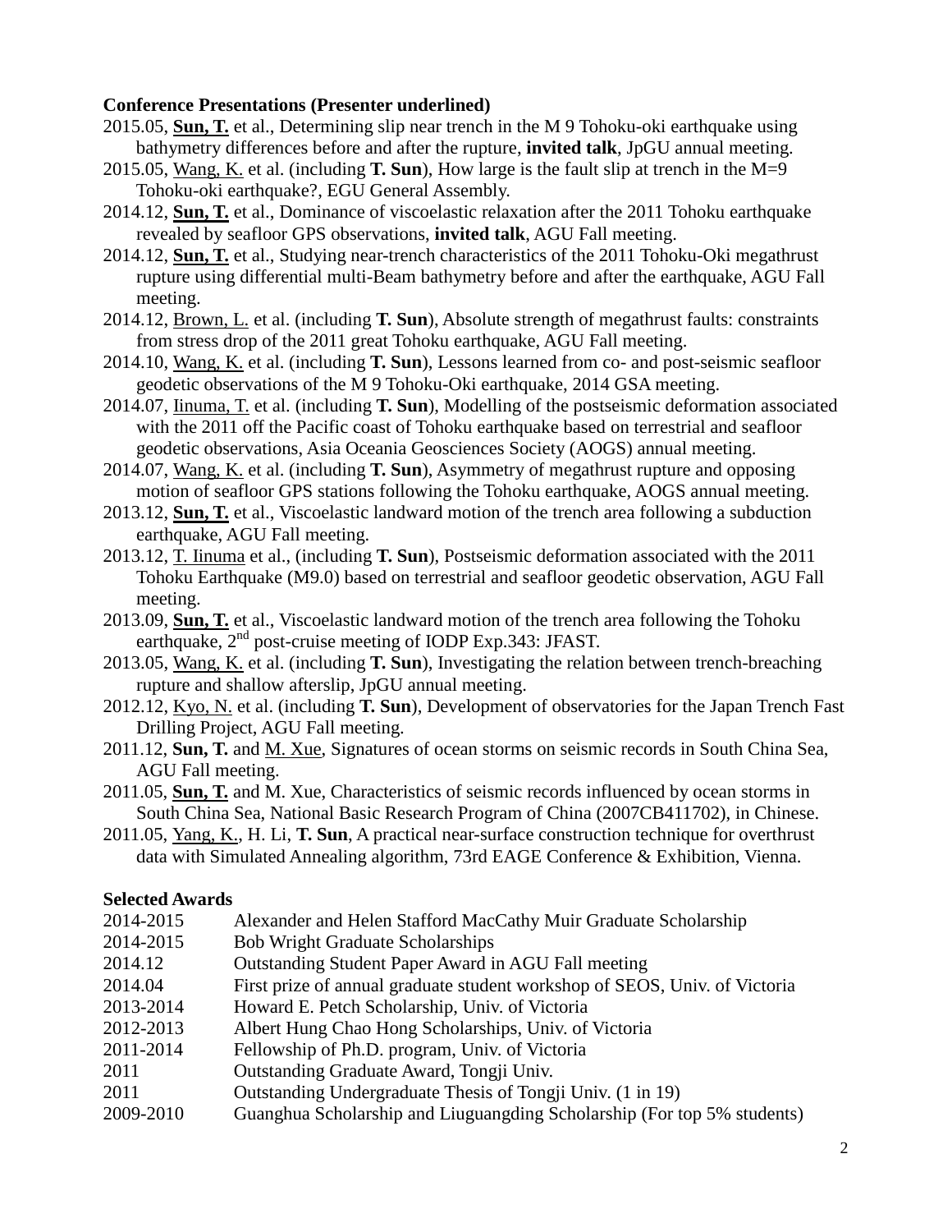**Conference Presentations (Presenter underlined)**

2015.05, **Sun, T.** et al., Determining slip near trench in the M 9 Tohoku-oki earthquake using bathymetry differences before and after the rupture, **invited talk**, JpGU annual meeting.

2015.05, Wang, K. et al. (including **T. Sun**), How large is the fault slip at trench in the M=9 Tohoku-oki earthquake?, EGU General Assembly.

2014.12, **Sun, T.** et al., Dominance of viscoelastic relaxation after the 2011 Tohoku earthquake revealed by seafloor GPS observations, **invited talk**, AGU Fall meeting.

2014.12, **Sun, T.** et al., Studying near-trench characteristics of the 2011 Tohoku-Oki megathrust rupture using differential multi-Beam bathymetry before and after the earthquake, AGU Fall meeting.

2014.12, Brown, L. et al. (including **T. Sun**), Absolute strength of megathrust faults: constraints from stress drop of the 2011 great Tohoku earthquake, AGU Fall meeting.

2014.10, Wang, K. et al. (including **T. Sun**), Lessons learned from co- and post-seismic seafloor geodetic observations of the M 9 Tohoku-Oki earthquake, 2014 GSA meeting.

2014.07, Iinuma, T. et al. (including **T. Sun**), Modelling of the postseismic deformation associated with the 2011 off the Pacific coast of Tohoku earthquake based on terrestrial and seafloor geodetic observations, Asia Oceania Geosciences Society (AOGS) annual meeting.

2014.07, Wang, K. et al. (including **T. Sun**), Asymmetry of megathrust rupture and opposing motion of seafloor GPS stations following the Tohoku earthquake, AOGS annual meeting.

2013.12, **Sun, T.** et al., Viscoelastic landward motion of the trench area following a subduction earthquake, AGU Fall meeting.

2013.12, T. Iinuma et al., (including **T. Sun**), Postseismic deformation associated with the 2011 Tohoku Earthquake (M9.0) based on terrestrial and seafloor geodetic observation, AGU Fall meeting.

2013.09, **Sun, T.** et al., Viscoelastic landward motion of the trench area following the Tohoku earthquake, 2$^{nd}$ post-cruise meeting of IODP Exp.343: JFAST.

2013.05, Wang, K. et al. (including **T. Sun**), Investigating the relation between trench-breaching rupture and shallow afterslip, JpGU annual meeting.

2012.12, Kyo, N. et al. (including **T. Sun**), Development of observatories for the Japan Trench Fast Drilling Project, AGU Fall meeting.

2011.12, **Sun, T.** and M. Xue, Signatures of ocean storms on seismic records in South China Sea, AGU Fall meeting.

2011.05, **Sun, T.** and M. Xue, Characteristics of seismic records influenced by ocean storms in South China Sea, National Basic Research Program of China (2007CB411702), in Chinese.

2011.05, Yang, K., H. Li, **T. Sun**, A practical near-surface construction technique for overthrust data with Simulated Annealing algorithm, 73rd EAGE Conference & Exhibition, Vienna.

**Selected Awards**

| | |
|---|---|
| 2014-2015 | Alexander and Helen Stafford MacCathy Muir Graduate Scholarship |
| 2014-2015 | Bob Wright Graduate Scholarships |
| 2014.12 | Outstanding Student Paper Award in AGU Fall meeting |
| 2014.04 | First prize of annual graduate student workshop of SEOS, Univ. of Victoria |
| 2013-2014 | Howard E. Petch Scholarship, Univ. of Victoria |
| 2012-2013 | Albert Hung Chao Hong Scholarships, Univ. of Victoria |
| 2011-2014 | Fellowship of Ph.D. program, Univ. of Victoria |
| 2011 | Outstanding Graduate Award, Tongji Univ. |
| 2011 | Outstanding Undergraduate Thesis of Tongji Univ. (1 in 19) |
| 2009-2010 | Guanghua Scholarship and Liuguangding Scholarship (For top 5% students) |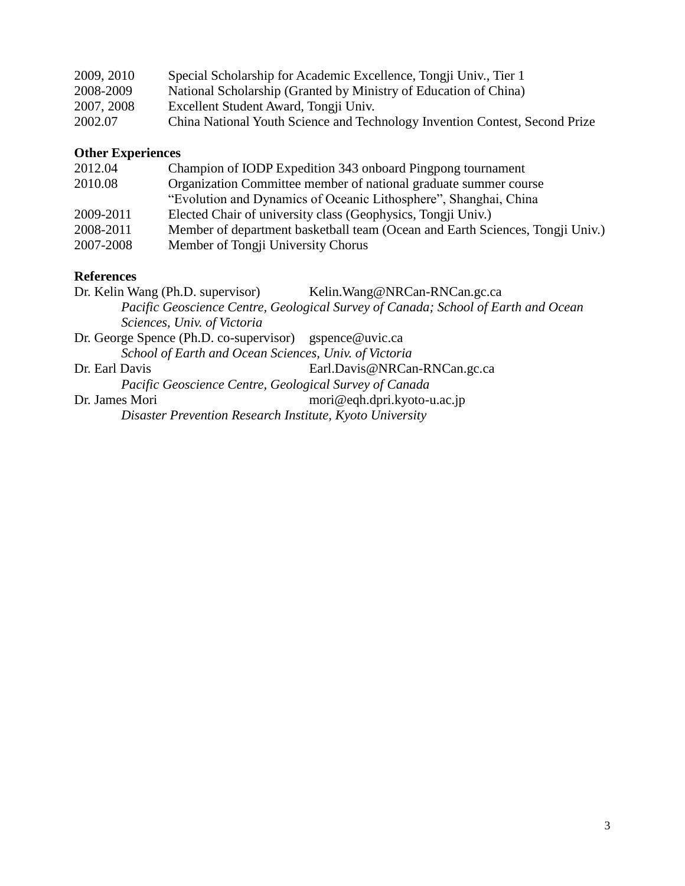| | |
|---|---|
| 2009, 2010 | Special Scholarship for Academic Excellence, Tongji Univ., Tier 1 |
| 2008-2009 | National Scholarship (Granted by Ministry of Education of China) |
| 2007, 2008 | Excellent Student Award, Tongji Univ. |
| 2002.07 | China National Youth Science and Technology Invention Contest, Second Prize |

**Other Experiences**

| | |
|---|---|
| 2012.04 | Champion of IODP Expedition 343 onboard Pingpong tournament |
| 2010.08 | Organization Committee member of national graduate summer course "Evolution and Dynamics of Oceanic Lithosphere", Shanghai, China |
| 2009-2011 | Elected Chair of university class (Geophysics, Tongji Univ.) |
| 2008-2011 | Member of department basketball team (Ocean and Earth Sciences, Tongji Univ.) |
| 2007-2008 | Member of Tongji University Chorus |

**References**

Dr. Kelin Wang (Ph.D. supervisor)    Kelin.Wang@NRCan-RNCan.gc.ca
*Pacific Geoscience Centre, Geological Survey of Canada; School of Earth and Ocean Sciences, Univ. of Victoria*

Dr. George Spence (Ph.D. co-supervisor)    gspence@uvic.ca
*School of Earth and Ocean Sciences, Univ. of Victoria*

Dr. Earl Davis    Earl.Davis@NRCan-RNCan.gc.ca
*Pacific Geoscience Centre, Geological Survey of Canada*

Dr. James Mori    mori@eqh.dpri.kyoto-u.ac.jp
*Disaster Prevention Research Institute, Kyoto University*